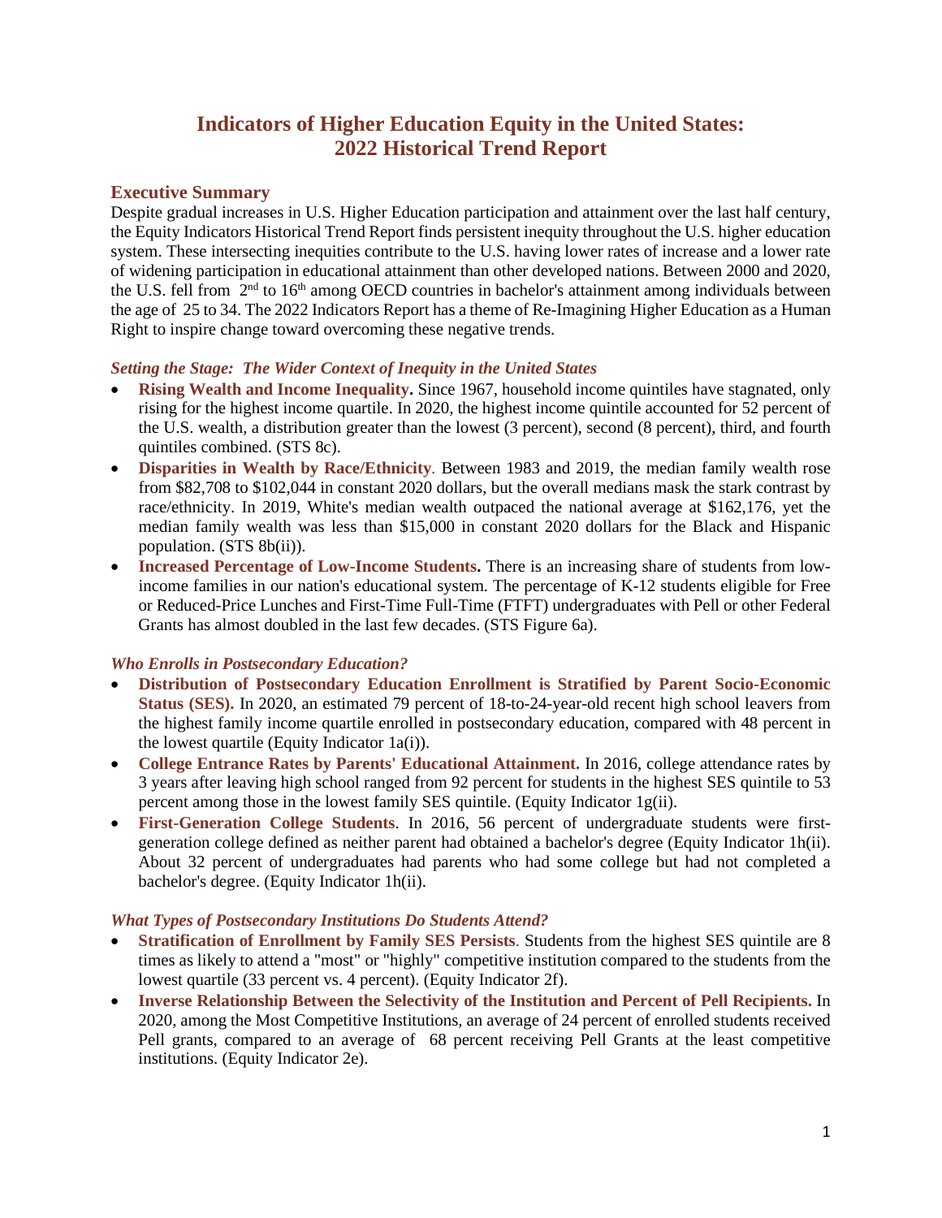# Indicators of Higher Education Equity in the United States: 2022 Historical Trend Report

## Executive Summary

Despite gradual increases in U.S. Higher Education participation and attainment over the last half century, the Equity Indicators Historical Trend Report finds persistent inequity throughout the U.S. higher education system. These intersecting inequities contribute to the U.S. having lower rates of increase and a lower rate of widening participation in educational attainment than other developed nations. Between 2000 and 2020, the U.S. fell from 2nd to 16th among OECD countries in bachelor's attainment among individuals between the age of 25 to 34. The 2022 Indicators Report has a theme of Re-Imagining Higher Education as a Human Right to inspire change toward overcoming these negative trends.

### *Setting the Stage: The Wider Context of Inequity in the United States*

- **Rising Wealth and Income Inequality.** Since 1967, household income quintiles have stagnated, only rising for the highest income quartile. In 2020, the highest income quintile accounted for 52 percent of the U.S. wealth, a distribution greater than the lowest (3 percent), second (8 percent), third, and fourth quintiles combined. (STS 8c).
- **Disparities in Wealth by Race/Ethnicity**. Between 1983 and 2019, the median family wealth rose from $82,708 to $102,044 in constant 2020 dollars, but the overall medians mask the stark contrast by race/ethnicity. In 2019, White's median wealth outpaced the national average at $162,176, yet the median family wealth was less than $15,000 in constant 2020 dollars for the Black and Hispanic population. (STS 8b(ii)).
- **Increased Percentage of Low-Income Students.** There is an increasing share of students from low-income families in our nation's educational system. The percentage of K-12 students eligible for Free or Reduced-Price Lunches and First-Time Full-Time (FTFT) undergraduates with Pell or other Federal Grants has almost doubled in the last few decades. (STS Figure 6a).

### *Who Enrolls in Postsecondary Education?*

- **Distribution of Postsecondary Education Enrollment is Stratified by Parent Socio-Economic Status (SES).** In 2020, an estimated 79 percent of 18-to-24-year-old recent high school leavers from the highest family income quartile enrolled in postsecondary education, compared with 48 percent in the lowest quartile (Equity Indicator 1a(i)).
- **College Entrance Rates by Parents' Educational Attainment.** In 2016, college attendance rates by 3 years after leaving high school ranged from 92 percent for students in the highest SES quintile to 53 percent among those in the lowest family SES quintile. (Equity Indicator 1g(ii).
- **First-Generation College Students**. In 2016, 56 percent of undergraduate students were first-generation college defined as neither parent had obtained a bachelor's degree (Equity Indicator 1h(ii). About 32 percent of undergraduates had parents who had some college but had not completed a bachelor's degree. (Equity Indicator 1h(ii).

### *What Types of Postsecondary Institutions Do Students Attend?*

- **Stratification of Enrollment by Family SES Persists**. Students from the highest SES quintile are 8 times as likely to attend a "most" or "highly" competitive institution compared to the students from the lowest quartile (33 percent vs. 4 percent). (Equity Indicator 2f).
- **Inverse Relationship Between the Selectivity of the Institution and Percent of Pell Recipients.** In 2020, among the Most Competitive Institutions, an average of 24 percent of enrolled students received Pell grants, compared to an average of 68 percent receiving Pell Grants at the least competitive institutions. (Equity Indicator 2e).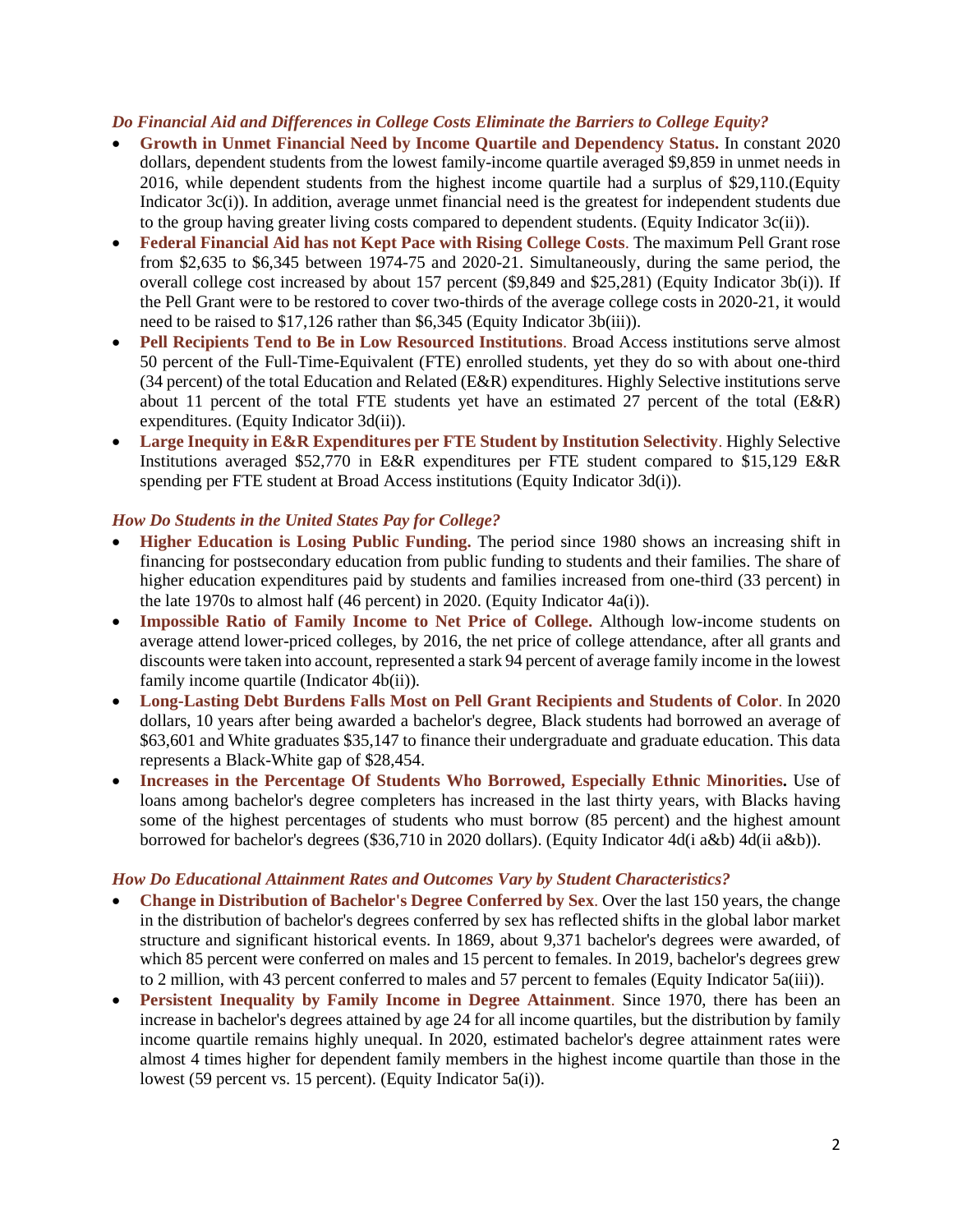### *Do Financial Aid and Differences in College Costs Eliminate the Barriers to College Equity?*

- **Growth in Unmet Financial Need by Income Quartile and Dependency Status.** In constant 2020 dollars, dependent students from the lowest family-income quartile averaged $9,859 in unmet needs in 2016, while dependent students from the highest income quartile had a surplus of $29,110.(Equity Indicator 3c(i)). In addition, average unmet financial need is the greatest for independent students due to the group having greater living costs compared to dependent students. (Equity Indicator 3c(ii)).
- **Federal Financial Aid has not Kept Pace with Rising College Costs**. The maximum Pell Grant rose from $2,635 to $6,345 between 1974-75 and 2020-21. Simultaneously, during the same period, the overall college cost increased by about 157 percent ($9,849 and $25,281) (Equity Indicator 3b(i)). If the Pell Grant were to be restored to cover two-thirds of the average college costs in 2020-21, it would need to be raised to $17,126 rather than $6,345 (Equity Indicator 3b(iii)).
- **Pell Recipients Tend to Be in Low Resourced Institutions**. Broad Access institutions serve almost 50 percent of the Full-Time-Equivalent (FTE) enrolled students, yet they do so with about one-third (34 percent) of the total Education and Related (E&R) expenditures. Highly Selective institutions serve about 11 percent of the total FTE students yet have an estimated 27 percent of the total (E&R) expenditures. (Equity Indicator 3d(ii)).
- **Large Inequity in E&R Expenditures per FTE Student by Institution Selectivity**. Highly Selective Institutions averaged $52,770 in E&R expenditures per FTE student compared to $15,129 E&R spending per FTE student at Broad Access institutions (Equity Indicator 3d(i)).

### *How Do Students in the United States Pay for College?*

- **Higher Education is Losing Public Funding.** The period since 1980 shows an increasing shift in financing for postsecondary education from public funding to students and their families. The share of higher education expenditures paid by students and families increased from one-third (33 percent) in the late 1970s to almost half (46 percent) in 2020. (Equity Indicator 4a(i)).
- **Impossible Ratio of Family Income to Net Price of College.** Although low-income students on average attend lower-priced colleges, by 2016, the net price of college attendance, after all grants and discounts were taken into account, represented a stark 94 percent of average family income in the lowest family income quartile (Indicator 4b(ii)).
- **Long-Lasting Debt Burdens Falls Most on Pell Grant Recipients and Students of Color**. In 2020 dollars, 10 years after being awarded a bachelor's degree, Black students had borrowed an average of $63,601 and White graduates $35,147 to finance their undergraduate and graduate education. This data represents a Black-White gap of $28,454.
- **Increases in the Percentage Of Students Who Borrowed, Especially Ethnic Minorities.** Use of loans among bachelor's degree completers has increased in the last thirty years, with Blacks having some of the highest percentages of students who must borrow (85 percent) and the highest amount borrowed for bachelor's degrees ($36,710 in 2020 dollars). (Equity Indicator 4d(i a&b) 4d(ii a&b)).

### *How Do Educational Attainment Rates and Outcomes Vary by Student Characteristics?*

- **Change in Distribution of Bachelor's Degree Conferred by Sex**. Over the last 150 years, the change in the distribution of bachelor's degrees conferred by sex has reflected shifts in the global labor market structure and significant historical events. In 1869, about 9,371 bachelor's degrees were awarded, of which 85 percent were conferred on males and 15 percent to females. In 2019, bachelor's degrees grew to 2 million, with 43 percent conferred to males and 57 percent to females (Equity Indicator 5a(iii)).
- **Persistent Inequality by Family Income in Degree Attainment**. Since 1970, there has been an increase in bachelor's degrees attained by age 24 for all income quartiles, but the distribution by family income quartile remains highly unequal. In 2020, estimated bachelor's degree attainment rates were almost 4 times higher for dependent family members in the highest income quartile than those in the lowest (59 percent vs. 15 percent). (Equity Indicator 5a(i)).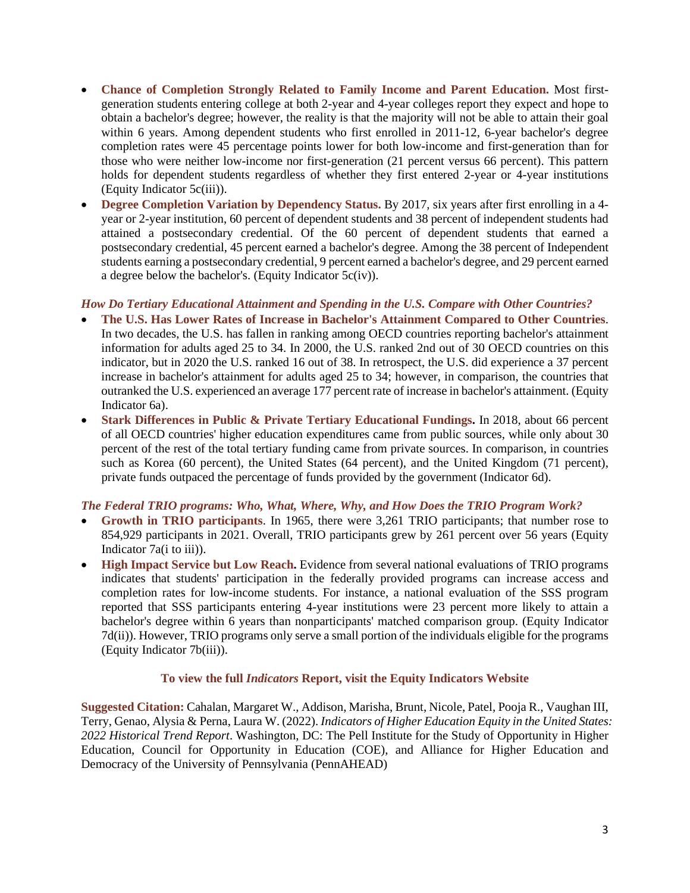- **Chance of Completion Strongly Related to Family Income and Parent Education.** Most first-generation students entering college at both 2-year and 4-year colleges report they expect and hope to obtain a bachelor's degree; however, the reality is that the majority will not be able to attain their goal within 6 years. Among dependent students who first enrolled in 2011-12, 6-year bachelor's degree completion rates were 45 percentage points lower for both low-income and first-generation than for those who were neither low-income nor first-generation (21 percent versus 66 percent). This pattern holds for dependent students regardless of whether they first entered 2-year or 4-year institutions (Equity Indicator 5c(iii)).
- **Degree Completion Variation by Dependency Status.** By 2017, six years after first enrolling in a 4-year or 2-year institution, 60 percent of dependent students and 38 percent of independent students had attained a postsecondary credential. Of the 60 percent of dependent students that earned a postsecondary credential, 45 percent earned a bachelor's degree. Among the 38 percent of Independent students earning a postsecondary credential, 9 percent earned a bachelor's degree, and 29 percent earned a degree below the bachelor's. (Equity Indicator 5c(iv)).

***How Do Tertiary Educational Attainment and Spending in the U.S. Compare with Other Countries?***

- **The U.S. Has Lower Rates of Increase in Bachelor's Attainment Compared to Other Countries**. In two decades, the U.S. has fallen in ranking among OECD countries reporting bachelor's attainment information for adults aged 25 to 34. In 2000, the U.S. ranked 2nd out of 30 OECD countries on this indicator, but in 2020 the U.S. ranked 16 out of 38. In retrospect, the U.S. did experience a 37 percent increase in bachelor's attainment for adults aged 25 to 34; however, in comparison, the countries that outranked the U.S. experienced an average 177 percent rate of increase in bachelor's attainment. (Equity Indicator 6a).
- **Stark Differences in Public & Private Tertiary Educational Fundings.** In 2018, about 66 percent of all OECD countries' higher education expenditures came from public sources, while only about 30 percent of the rest of the total tertiary funding came from private sources. In comparison, in countries such as Korea (60 percent), the United States (64 percent), and the United Kingdom (71 percent), private funds outpaced the percentage of funds provided by the government (Indicator 6d).

***The Federal TRIO programs: Who, What, Where, Why, and How Does the TRIO Program Work?***

- **Growth in TRIO participants**. In 1965, there were 3,261 TRIO participants; that number rose to 854,929 participants in 2021. Overall, TRIO participants grew by 261 percent over 56 years (Equity Indicator 7a(i to iii)).
- **High Impact Service but Low Reach.** Evidence from several national evaluations of TRIO programs indicates that students' participation in the federally provided programs can increase access and completion rates for low-income students. For instance, a national evaluation of the SSS program reported that SSS participants entering 4-year institutions were 23 percent more likely to attain a bachelor's degree within 6 years than nonparticipants' matched comparison group. (Equity Indicator 7d(ii)). However, TRIO programs only serve a small portion of the individuals eligible for the programs (Equity Indicator 7b(iii)).

**To view the full *Indicators* Report, visit the Equity Indicators Website**

**Suggested Citation:** Cahalan, Margaret W., Addison, Marisha, Brunt, Nicole, Patel, Pooja R., Vaughan III, Terry, Genao, Alysia & Perna, Laura W. (2022). *Indicators of Higher Education Equity in the United States: 2022 Historical Trend Report*. Washington, DC: The Pell Institute for the Study of Opportunity in Higher Education, Council for Opportunity in Education (COE), and Alliance for Higher Education and Democracy of the University of Pennsylvania (PennAHEAD)